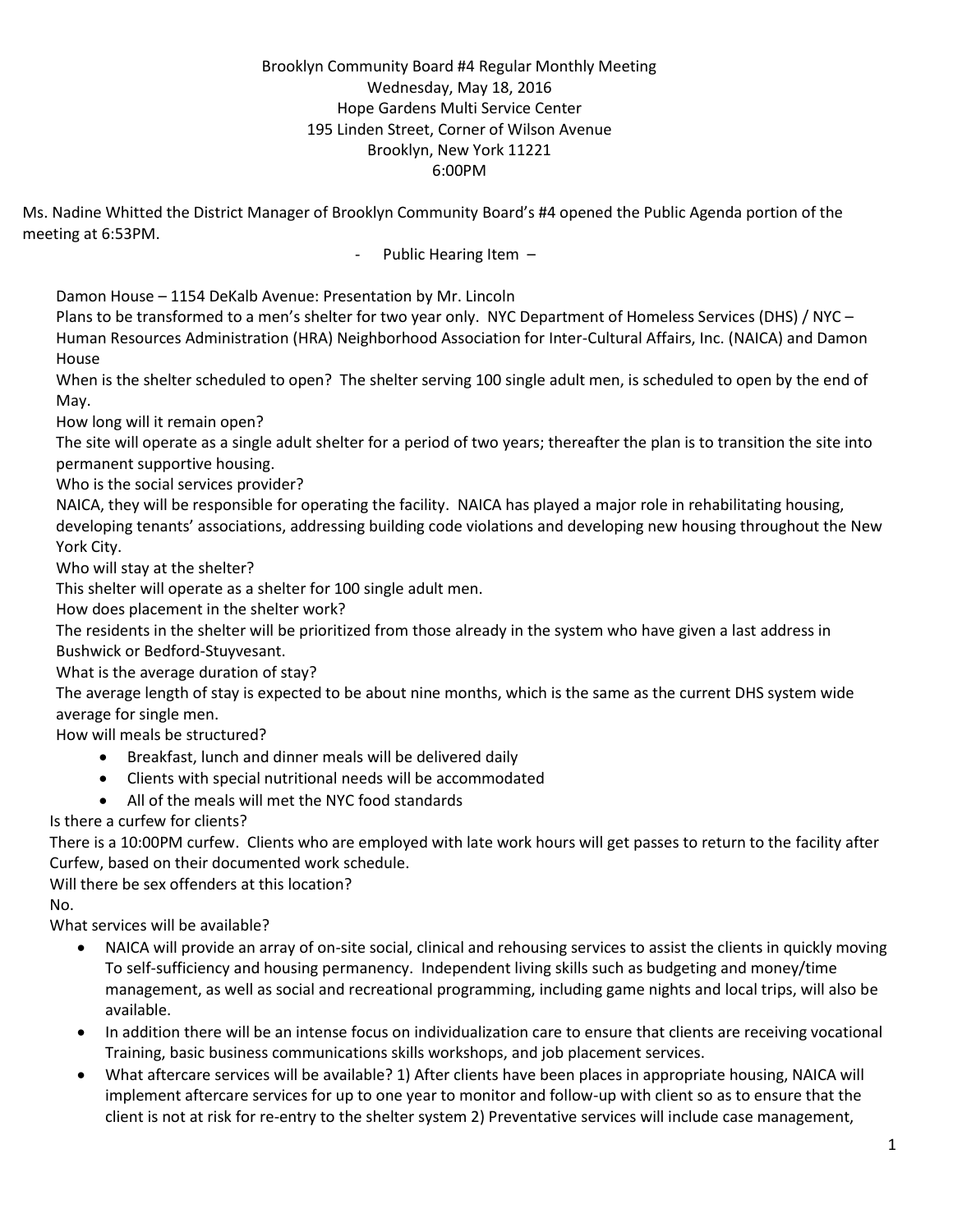Brooklyn Community Board #4 Regular Monthly Meeting
Wednesday, May 18, 2016
Hope Gardens Multi Service Center
195 Linden Street, Corner of Wilson Avenue
Brooklyn, New York 11221
6:00PM

Ms. Nadine Whitted the District Manager of Brooklyn Community Board's #4 opened the Public Agenda portion of the meeting at 6:53PM.

- Public Hearing Item –

Damon House – 1154 DeKalb Avenue: Presentation by Mr. Lincoln

Plans to be transformed to a men's shelter for two year only. NYC Department of Homeless Services (DHS) / NYC – Human Resources Administration (HRA) Neighborhood Association for Inter-Cultural Affairs, Inc. (NAICA) and Damon House

When is the shelter scheduled to open? The shelter serving 100 single adult men, is scheduled to open by the end of May.

How long will it remain open?

The site will operate as a single adult shelter for a period of two years; thereafter the plan is to transition the site into permanent supportive housing.

Who is the social services provider?

NAICA, they will be responsible for operating the facility. NAICA has played a major role in rehabilitating housing, developing tenants' associations, addressing building code violations and developing new housing throughout the New York City.

Who will stay at the shelter?

This shelter will operate as a shelter for 100 single adult men.

How does placement in the shelter work?

The residents in the shelter will be prioritized from those already in the system who have given a last address in Bushwick or Bedford-Stuyvesant.

What is the average duration of stay?

The average length of stay is expected to be about nine months, which is the same as the current DHS system wide average for single men.

How will meals be structured?

- Breakfast, lunch and dinner meals will be delivered daily
- Clients with special nutritional needs will be accommodated
- All of the meals will met the NYC food standards

Is there a curfew for clients?

There is a 10:00PM curfew. Clients who are employed with late work hours will get passes to return to the facility after Curfew, based on their documented work schedule.

Will there be sex offenders at this location?

No.

What services will be available?

- NAICA will provide an array of on-site social, clinical and rehousing services to assist the clients in quickly moving To self-sufficiency and housing permanency. Independent living skills such as budgeting and money/time management, as well as social and recreational programming, including game nights and local trips, will also be available.
- In addition there will be an intense focus on individualization care to ensure that clients are receiving vocational Training, basic business communications skills workshops, and job placement services.
- What aftercare services will be available? 1) After clients have been places in appropriate housing, NAICA will implement aftercare services for up to one year to monitor and follow-up with client so as to ensure that the client is not at risk for re-entry to the shelter system 2) Preventative services will include case management,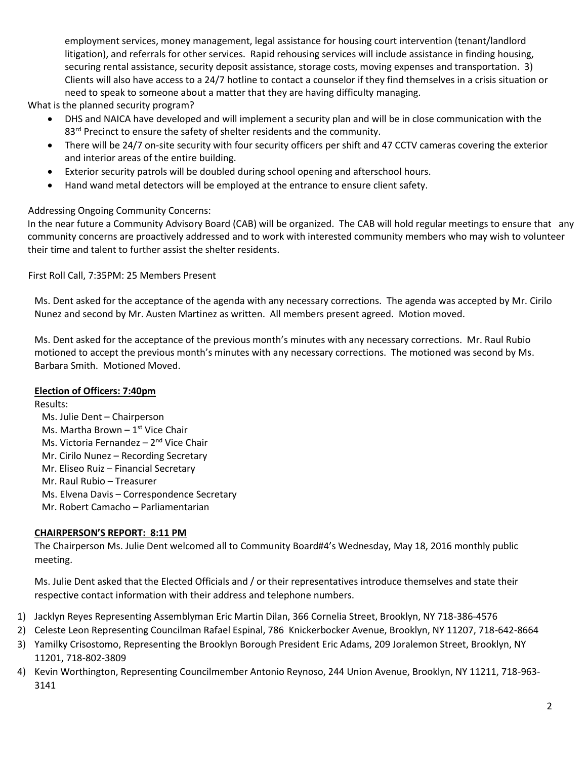employment services, money management, legal assistance for housing court intervention (tenant/landlord litigation), and referrals for other services. Rapid rehousing services will include assistance in finding housing, securing rental assistance, security deposit assistance, storage costs, moving expenses and transportation. 3) Clients will also have access to a 24/7 hotline to contact a counselor if they find themselves in a crisis situation or need to speak to someone about a matter that they are having difficulty managing.

What is the planned security program?

- DHS and NAICA have developed and will implement a security plan and will be in close communication with the 83rd Precinct to ensure the safety of shelter residents and the community.
- There will be 24/7 on-site security with four security officers per shift and 47 CCTV cameras covering the exterior and interior areas of the entire building.
- Exterior security patrols will be doubled during school opening and afterschool hours.
- Hand wand metal detectors will be employed at the entrance to ensure client safety.

Addressing Ongoing Community Concerns:

In the near future a Community Advisory Board (CAB) will be organized. The CAB will hold regular meetings to ensure that any community concerns are proactively addressed and to work with interested community members who may wish to volunteer their time and talent to further assist the shelter residents.

First Roll Call, 7:35PM: 25 Members Present

Ms. Dent asked for the acceptance of the agenda with any necessary corrections. The agenda was accepted by Mr. Cirilo Nunez and second by Mr. Austen Martinez as written. All members present agreed. Motion moved.

Ms. Dent asked for the acceptance of the previous month's minutes with any necessary corrections. Mr. Raul Rubio motioned to accept the previous month's minutes with any necessary corrections. The motioned was second by Ms. Barbara Smith. Motioned Moved.

**Election of Officers: 7:40pm**

Results:

Ms. Julie Dent – Chairperson
Ms. Martha Brown – 1st Vice Chair
Ms. Victoria Fernandez – 2nd Vice Chair
Mr. Cirilo Nunez – Recording Secretary
Mr. Eliseo Ruiz – Financial Secretary
Mr. Raul Rubio – Treasurer
Ms. Elvena Davis – Correspondence Secretary
Mr. Robert Camacho – Parliamentarian

**CHAIRPERSON'S REPORT: 8:11 PM**

The Chairperson Ms. Julie Dent welcomed all to Community Board#4's Wednesday, May 18, 2016 monthly public meeting.

Ms. Julie Dent asked that the Elected Officials and / or their representatives introduce themselves and state their respective contact information with their address and telephone numbers.

1) Jacklyn Reyes Representing Assemblyman Eric Martin Dilan, 366 Cornelia Street, Brooklyn, NY 718-386-4576
2) Celeste Leon Representing Councilman Rafael Espinal, 786 Knickerbocker Avenue, Brooklyn, NY 11207, 718-642-8664
3) Yamilky Crisostomo, Representing the Brooklyn Borough President Eric Adams, 209 Joralemon Street, Brooklyn, NY 11201, 718-802-3809
4) Kevin Worthington, Representing Councilmember Antonio Reynoso, 244 Union Avenue, Brooklyn, NY 11211, 718-963-3141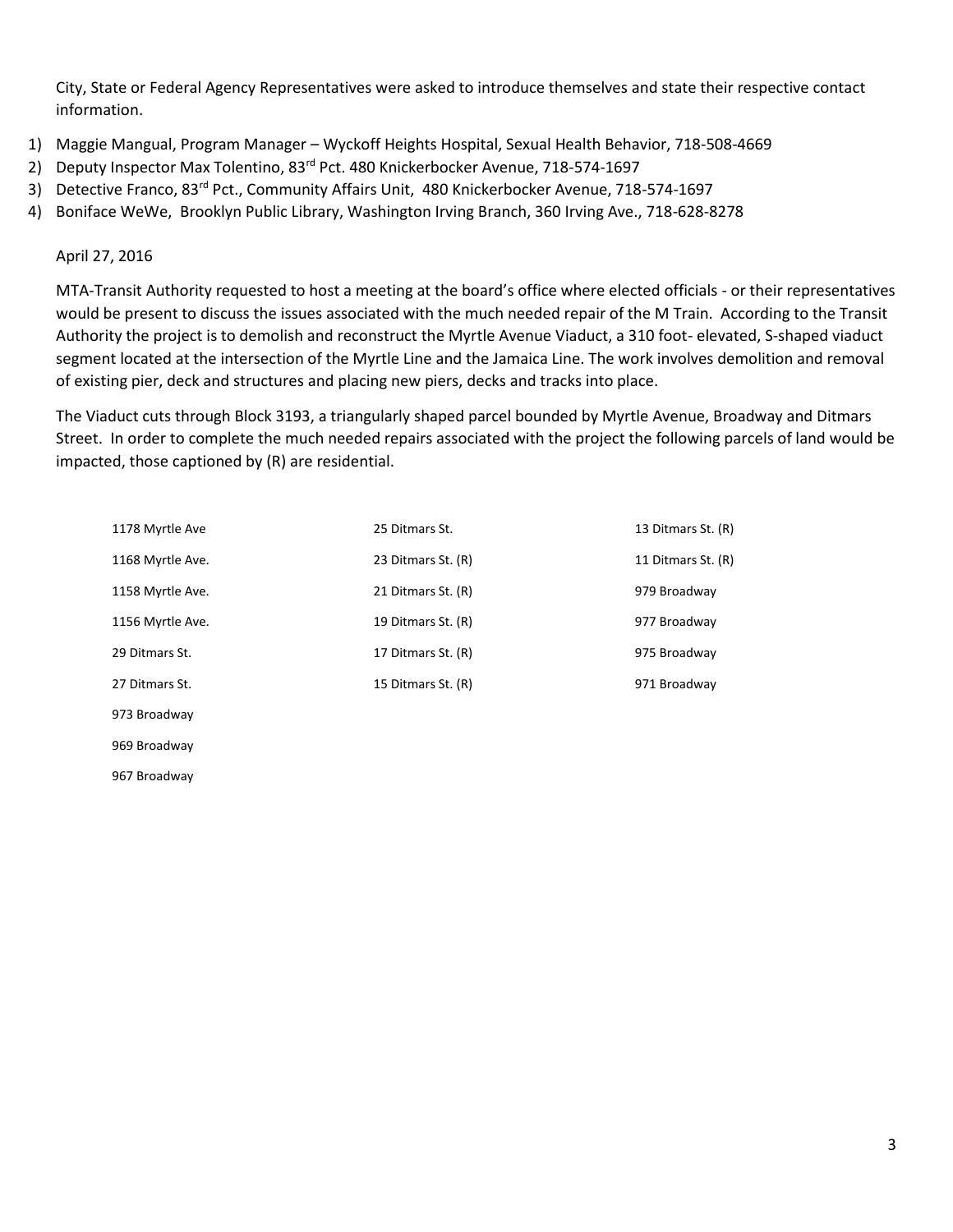City, State or Federal Agency Representatives were asked to introduce themselves and state their respective contact information.

1) Maggie Mangual, Program Manager – Wyckoff Heights Hospital, Sexual Health Behavior, 718-508-4669
2) Deputy Inspector Max Tolentino, 83rd Pct. 480 Knickerbocker Avenue, 718-574-1697
3) Detective Franco, 83rd Pct., Community Affairs Unit, 480 Knickerbocker Avenue, 718-574-1697
4) Boniface WeWe, Brooklyn Public Library, Washington Irving Branch, 360 Irving Ave., 718-628-8278

April 27, 2016

MTA-Transit Authority requested to host a meeting at the board's office where elected officials - or their representatives would be present to discuss the issues associated with the much needed repair of the M Train. According to the Transit Authority the project is to demolish and reconstruct the Myrtle Avenue Viaduct, a 310 foot- elevated, S-shaped viaduct segment located at the intersection of the Myrtle Line and the Jamaica Line. The work involves demolition and removal of existing pier, deck and structures and placing new piers, decks and tracks into place.

The Viaduct cuts through Block 3193, a triangularly shaped parcel bounded by Myrtle Avenue, Broadway and Ditmars Street. In order to complete the much needed repairs associated with the project the following parcels of land would be impacted, those captioned by (R) are residential.

| | | |
|---|---|---|
| 1178 Myrtle Ave | 25 Ditmars St. | 13 Ditmars St. (R) |
| 1168 Myrtle Ave. | 23 Ditmars St. (R) | 11 Ditmars St. (R) |
| 1158 Myrtle Ave. | 21 Ditmars St. (R) | 979 Broadway |
| 1156 Myrtle Ave. | 19 Ditmars St. (R) | 977 Broadway |
| 29 Ditmars St. | 17 Ditmars St. (R) | 975 Broadway |
| 27 Ditmars St. | 15 Ditmars St. (R) | 971 Broadway |
| 973 Broadway | | |
| 969 Broadway | | |
| 967 Broadway | | |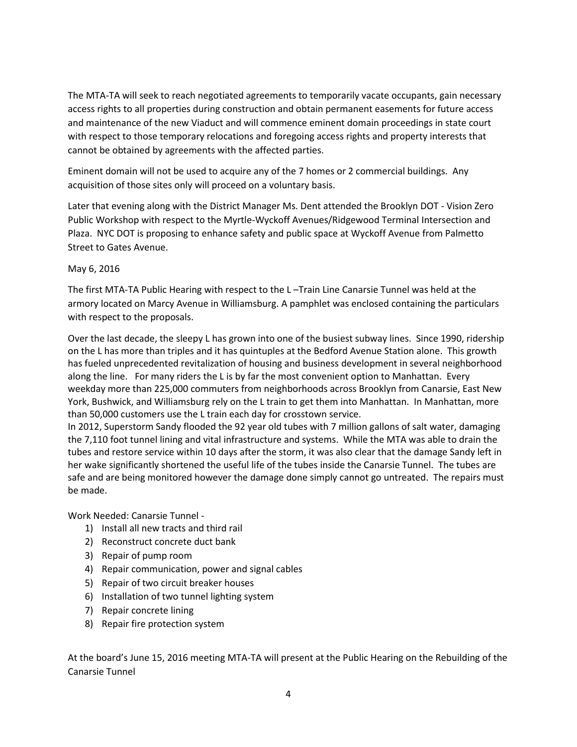The MTA-TA will seek to reach negotiated agreements to temporarily vacate occupants, gain necessary access rights to all properties during construction and obtain permanent easements for future access and maintenance of the new Viaduct and will commence eminent domain proceedings in state court with respect to those temporary relocations and foregoing access rights and property interests that cannot be obtained by agreements with the affected parties.

Eminent domain will not be used to acquire any of the 7 homes or 2 commercial buildings. Any acquisition of those sites only will proceed on a voluntary basis.

Later that evening along with the District Manager Ms. Dent attended the Brooklyn DOT - Vision Zero Public Workshop with respect to the Myrtle-Wyckoff Avenues/Ridgewood Terminal Intersection and Plaza. NYC DOT is proposing to enhance safety and public space at Wyckoff Avenue from Palmetto Street to Gates Avenue.

May 6, 2016

The first MTA-TA Public Hearing with respect to the L –Train Line Canarsie Tunnel was held at the armory located on Marcy Avenue in Williamsburg. A pamphlet was enclosed containing the particulars with respect to the proposals.

Over the last decade, the sleepy L has grown into one of the busiest subway lines. Since 1990, ridership on the L has more than triples and it has quintuples at the Bedford Avenue Station alone. This growth has fueled unprecedented revitalization of housing and business development in several neighborhood along the line. For many riders the L is by far the most convenient option to Manhattan. Every weekday more than 225,000 commuters from neighborhoods across Brooklyn from Canarsie, East New York, Bushwick, and Williamsburg rely on the L train to get them into Manhattan. In Manhattan, more than 50,000 customers use the L train each day for crosstown service.
In 2012, Superstorm Sandy flooded the 92 year old tubes with 7 million gallons of salt water, damaging the 7,110 foot tunnel lining and vital infrastructure and systems. While the MTA was able to drain the tubes and restore service within 10 days after the storm, it was also clear that the damage Sandy left in her wake significantly shortened the useful life of the tubes inside the Canarsie Tunnel. The tubes are safe and are being monitored however the damage done simply cannot go untreated. The repairs must be made.

Work Needed: Canarsie Tunnel -

1) Install all new tracts and third rail
2) Reconstruct concrete duct bank
3) Repair of pump room
4) Repair communication, power and signal cables
5) Repair of two circuit breaker houses
6) Installation of two tunnel lighting system
7) Repair concrete lining
8) Repair fire protection system

At the board's June 15, 2016 meeting MTA-TA will present at the Public Hearing on the Rebuilding of the Canarsie Tunnel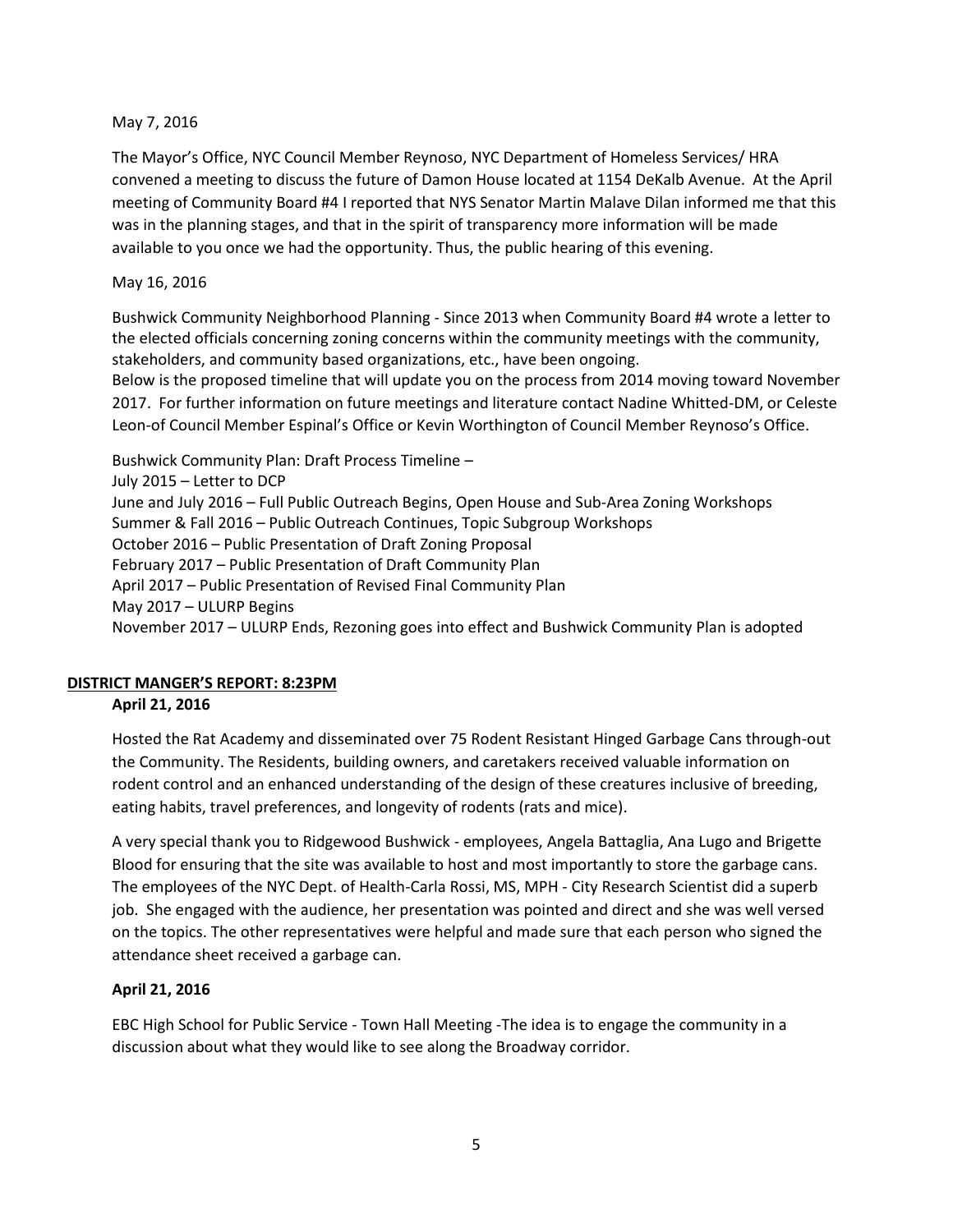May 7, 2016

The Mayor's Office, NYC Council Member Reynoso, NYC Department of Homeless Services/ HRA convened a meeting to discuss the future of Damon House located at 1154 DeKalb Avenue. At the April meeting of Community Board #4 I reported that NYS Senator Martin Malave Dilan informed me that this was in the planning stages, and that in the spirit of transparency more information will be made available to you once we had the opportunity. Thus, the public hearing of this evening.

May 16, 2016

Bushwick Community Neighborhood Planning - Since 2013 when Community Board #4 wrote a letter to the elected officials concerning zoning concerns within the community meetings with the community, stakeholders, and community based organizations, etc., have been ongoing.
Below is the proposed timeline that will update you on the process from 2014 moving toward November 2017. For further information on future meetings and literature contact Nadine Whitted-DM, or Celeste Leon-of Council Member Espinal's Office or Kevin Worthington of Council Member Reynoso's Office.

Bushwick Community Plan: Draft Process Timeline –
July 2015 – Letter to DCP
June and July 2016 – Full Public Outreach Begins, Open House and Sub-Area Zoning Workshops
Summer & Fall 2016 – Public Outreach Continues, Topic Subgroup Workshops
October 2016 – Public Presentation of Draft Zoning Proposal
February 2017 – Public Presentation of Draft Community Plan
April 2017 – Public Presentation of Revised Final Community Plan
May 2017 – ULURP Begins
November 2017 – ULURP Ends, Rezoning goes into effect and Bushwick Community Plan is adopted

## DISTRICT MANGER'S REPORT: 8:23PM

**April 21, 2016**

Hosted the Rat Academy and disseminated over 75 Rodent Resistant Hinged Garbage Cans through-out the Community. The Residents, building owners, and caretakers received valuable information on rodent control and an enhanced understanding of the design of these creatures inclusive of breeding, eating habits, travel preferences, and longevity of rodents (rats and mice).

A very special thank you to Ridgewood Bushwick - employees, Angela Battaglia, Ana Lugo and Brigette Blood for ensuring that the site was available to host and most importantly to store the garbage cans. The employees of the NYC Dept. of Health-Carla Rossi, MS, MPH - City Research Scientist did a superb job. She engaged with the audience, her presentation was pointed and direct and she was well versed on the topics. The other representatives were helpful and made sure that each person who signed the attendance sheet received a garbage can.

**April 21, 2016**

EBC High School for Public Service - Town Hall Meeting -The idea is to engage the community in a discussion about what they would like to see along the Broadway corridor.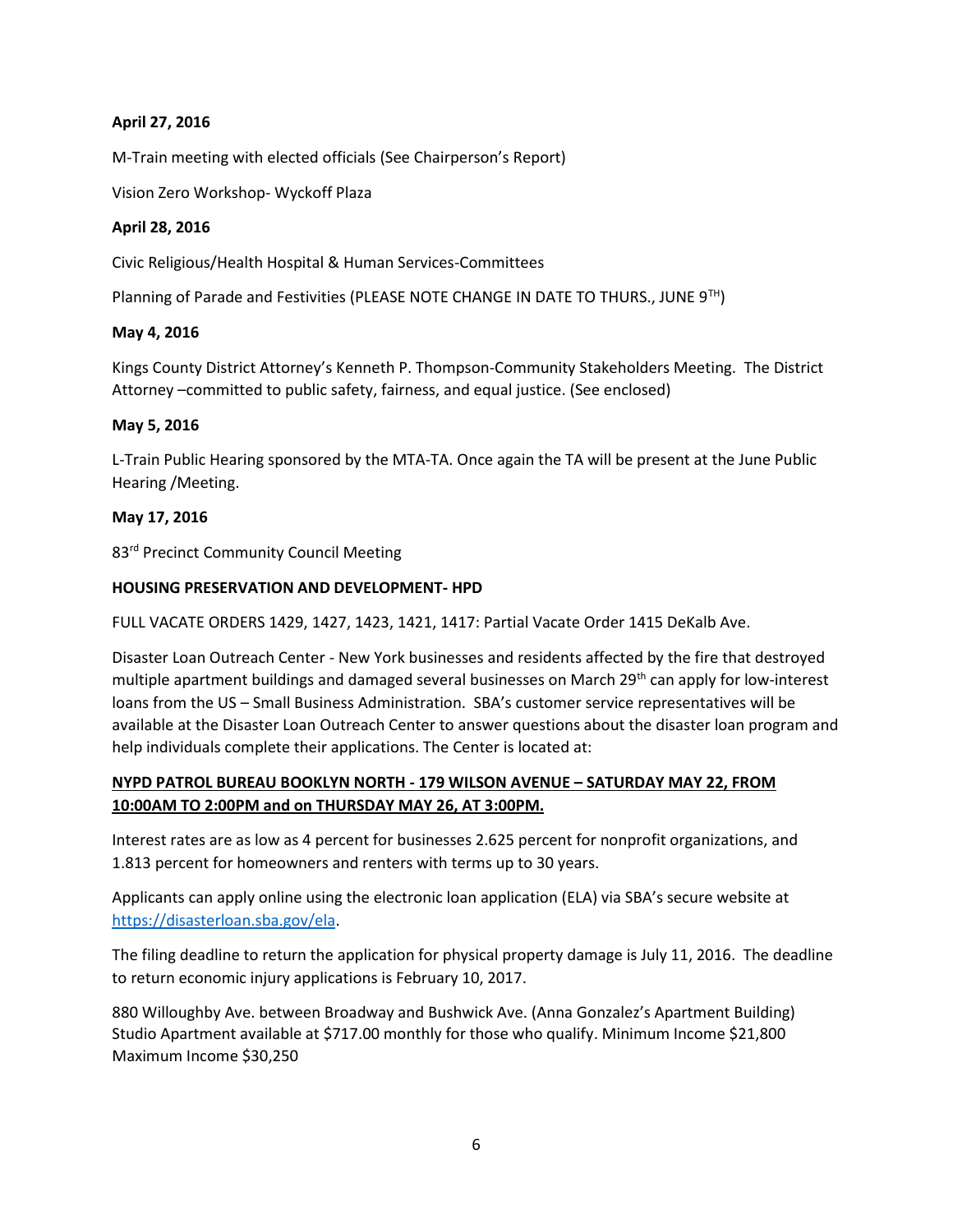**April 27, 2016**

M-Train meeting with elected officials (See Chairperson's Report)

Vision Zero Workshop- Wyckoff Plaza

**April 28, 2016**

Civic Religious/Health Hospital & Human Services-Committees

Planning of Parade and Festivities (PLEASE NOTE CHANGE IN DATE TO THURS., JUNE 9TH)

**May 4, 2016**

Kings County District Attorney's Kenneth P. Thompson-Community Stakeholders Meeting. The District Attorney –committed to public safety, fairness, and equal justice. (See enclosed)

**May 5, 2016**

L-Train Public Hearing sponsored by the MTA-TA. Once again the TA will be present at the June Public Hearing /Meeting.

**May 17, 2016**

83rd Precinct Community Council Meeting

**HOUSING PRESERVATION AND DEVELOPMENT- HPD**

FULL VACATE ORDERS 1429, 1427, 1423, 1421, 1417: Partial Vacate Order 1415 DeKalb Ave.

Disaster Loan Outreach Center - New York businesses and residents affected by the fire that destroyed multiple apartment buildings and damaged several businesses on March 29th can apply for low-interest loans from the US – Small Business Administration. SBA's customer service representatives will be available at the Disaster Loan Outreach Center to answer questions about the disaster loan program and help individuals complete their applications. The Center is located at:

**NYPD PATROL BUREAU BOOKLYN NORTH - 179 WILSON AVENUE – SATURDAY MAY 22, FROM 10:00AM TO 2:00PM and on THURSDAY MAY 26, AT 3:00PM.**

Interest rates are as low as 4 percent for businesses 2.625 percent for nonprofit organizations, and 1.813 percent for homeowners and renters with terms up to 30 years.

Applicants can apply online using the electronic loan application (ELA) via SBA's secure website at https://disasterloan.sba.gov/ela.

The filing deadline to return the application for physical property damage is July 11, 2016. The deadline to return economic injury applications is February 10, 2017.

880 Willoughby Ave. between Broadway and Bushwick Ave. (Anna Gonzalez's Apartment Building) Studio Apartment available at $717.00 monthly for those who qualify. Minimum Income $21,800 Maximum Income $30,250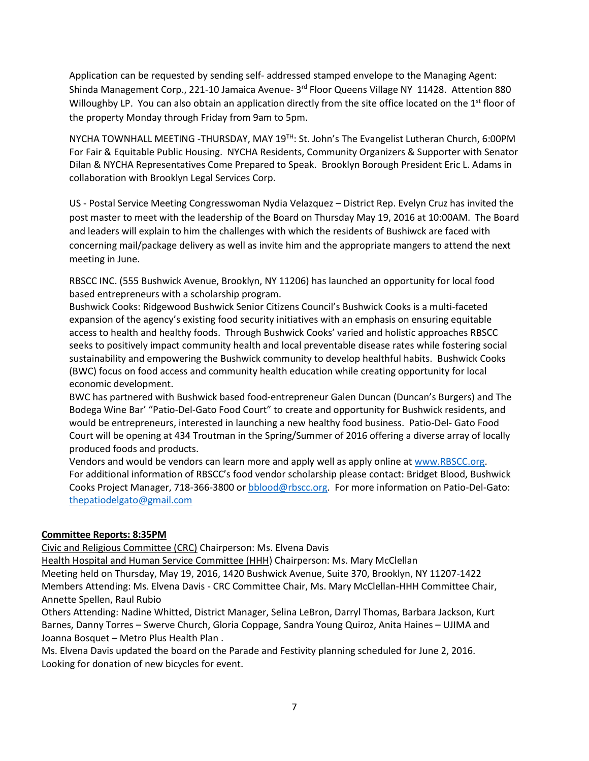Application can be requested by sending self- addressed stamped envelope to the Managing Agent: Shinda Management Corp., 221-10 Jamaica Avenue- 3rd Floor Queens Village NY 11428. Attention 880 Willoughby LP. You can also obtain an application directly from the site office located on the 1st floor of the property Monday through Friday from 9am to 5pm.

NYCHA TOWNHALL MEETING -THURSDAY, MAY 19TH: St. John's The Evangelist Lutheran Church, 6:00PM For Fair & Equitable Public Housing. NYCHA Residents, Community Organizers & Supporter with Senator Dilan & NYCHA Representatives Come Prepared to Speak. Brooklyn Borough President Eric L. Adams in collaboration with Brooklyn Legal Services Corp.

US - Postal Service Meeting Congresswoman Nydia Velazquez – District Rep. Evelyn Cruz has invited the post master to meet with the leadership of the Board on Thursday May 19, 2016 at 10:00AM. The Board and leaders will explain to him the challenges with which the residents of Bushiwck are faced with concerning mail/package delivery as well as invite him and the appropriate mangers to attend the next meeting in June.

RBSCC INC. (555 Bushwick Avenue, Brooklyn, NY 11206) has launched an opportunity for local food based entrepreneurs with a scholarship program.
Bushwick Cooks: Ridgewood Bushwick Senior Citizens Council's Bushwick Cooks is a multi-faceted expansion of the agency's existing food security initiatives with an emphasis on ensuring equitable access to health and healthy foods. Through Bushwick Cooks' varied and holistic approaches RBSCC seeks to positively impact community health and local preventable disease rates while fostering social sustainability and empowering the Bushwick community to develop healthful habits. Bushwick Cooks (BWC) focus on food access and community health education while creating opportunity for local economic development.
BWC has partnered with Bushwick based food-entrepreneur Galen Duncan (Duncan's Burgers) and The Bodega Wine Bar' "Patio-Del-Gato Food Court" to create and opportunity for Bushwick residents, and would be entrepreneurs, interested in launching a new healthy food business. Patio-Del- Gato Food Court will be opening at 434 Troutman in the Spring/Summer of 2016 offering a diverse array of locally produced foods and products.
Vendors and would be vendors can learn more and apply well as apply online at www.RBSCC.org.
For additional information of RBSCC's food vendor scholarship please contact: Bridget Blood, Bushwick Cooks Project Manager, 718-366-3800 or bblood@rbscc.org. For more information on Patio-Del-Gato: thepatiodelgato@gmail.com

**Committee Reports: 8:35PM**

Civic and Religious Committee (CRC) Chairperson: Ms. Elvena Davis
Health Hospital and Human Service Committee (HHH) Chairperson: Ms. Mary McClellan
Meeting held on Thursday, May 19, 2016, 1420 Bushwick Avenue, Suite 370, Brooklyn, NY 11207-1422
Members Attending: Ms. Elvena Davis - CRC Committee Chair, Ms. Mary McClellan-HHH Committee Chair, Annette Spellen, Raul Rubio
Others Attending: Nadine Whitted, District Manager, Selina LeBron, Darryl Thomas, Barbara Jackson, Kurt Barnes, Danny Torres – Swerve Church, Gloria Coppage, Sandra Young Quiroz, Anita Haines – UJIMA and Joanna Bosquet – Metro Plus Health Plan .
Ms. Elvena Davis updated the board on the Parade and Festivity planning scheduled for June 2, 2016. Looking for donation of new bicycles for event.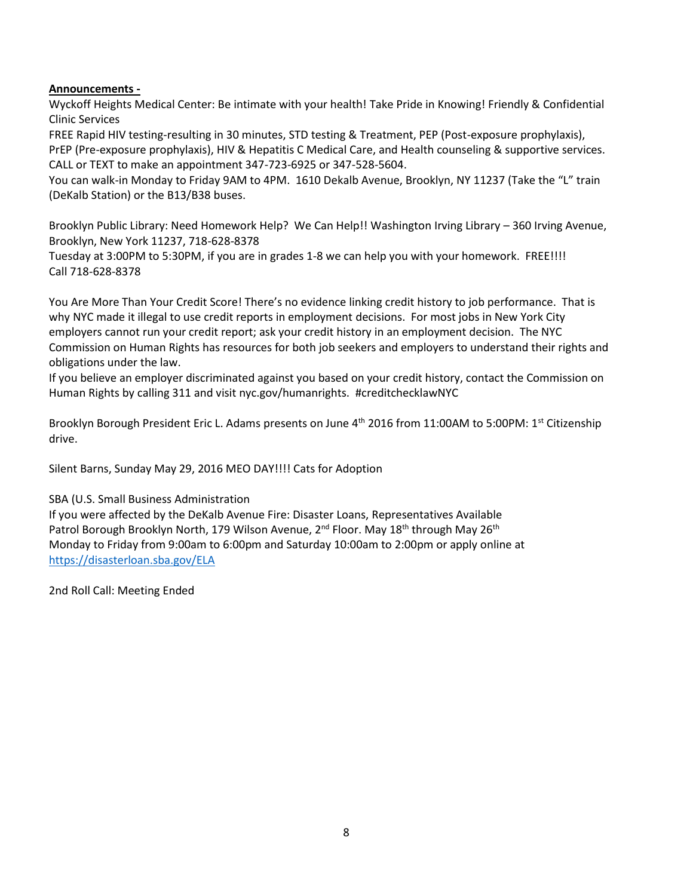**Announcements -**

Wyckoff Heights Medical Center: Be intimate with your health! Take Pride in Knowing! Friendly & Confidential Clinic Services

FREE Rapid HIV testing-resulting in 30 minutes, STD testing & Treatment, PEP (Post-exposure prophylaxis), PrEP (Pre-exposure prophylaxis), HIV & Hepatitis C Medical Care, and Health counseling & supportive services. CALL or TEXT to make an appointment 347-723-6925 or 347-528-5604.

You can walk-in Monday to Friday 9AM to 4PM. 1610 Dekalb Avenue, Brooklyn, NY 11237 (Take the "L" train (DeKalb Station) or the B13/B38 buses.

Brooklyn Public Library: Need Homework Help? We Can Help!! Washington Irving Library – 360 Irving Avenue, Brooklyn, New York 11237, 718-628-8378

Tuesday at 3:00PM to 5:30PM, if you are in grades 1-8 we can help you with your homework. FREE!!!!

Call 718-628-8378

You Are More Than Your Credit Score! There's no evidence linking credit history to job performance. That is why NYC made it illegal to use credit reports in employment decisions. For most jobs in New York City employers cannot run your credit report; ask your credit history in an employment decision. The NYC Commission on Human Rights has resources for both job seekers and employers to understand their rights and obligations under the law.

If you believe an employer discriminated against you based on your credit history, contact the Commission on Human Rights by calling 311 and visit nyc.gov/humanrights. #creditchecklawNYC

Brooklyn Borough President Eric L. Adams presents on June 4th 2016 from 11:00AM to 5:00PM: 1st Citizenship drive.

Silent Barns, Sunday May 29, 2016 MEO DAY!!!! Cats for Adoption

SBA (U.S. Small Business Administration

If you were affected by the DeKalb Avenue Fire: Disaster Loans, Representatives Available

Patrol Borough Brooklyn North, 179 Wilson Avenue, 2nd Floor. May 18th through May 26th

Monday to Friday from 9:00am to 6:00pm and Saturday 10:00am to 2:00pm or apply online at [https://disasterloan.sba.gov/ELA](https://disasterloan.sba.gov/ELA)

2nd Roll Call: Meeting Ended